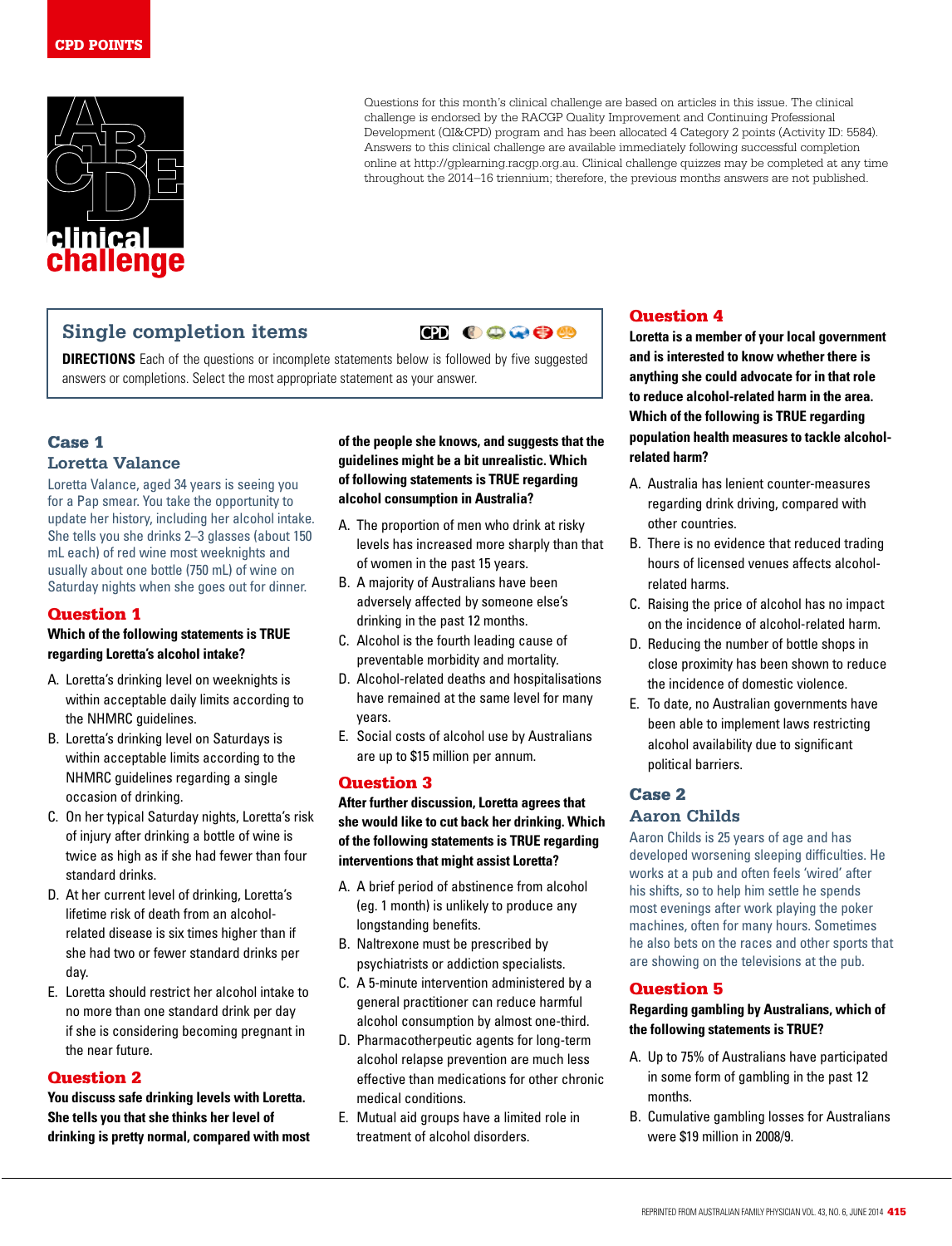CPD POINTS

# clinical challenge

Questions for this month's clinical challenge are based on articles in this issue. The clinical challenge is endorsed by the RACGP Quality Improvement and Continuing Professional Development (QI&CPD) program and has been allocated 4 Category 2 points (Activity ID: 5584). Answers to this clinical challenge are available immediately following successful completion online at http://gplearning.racgp.org.au. Clinical challenge quizzes may be completed at any time throughout the 2014–16 triennium; therefore, the previous months answers are not published.

## Single completion items

**DIRECTIONS** Each of the questions or incomplete statements below is followed by five suggested answers or completions. Select the most appropriate statement as your answer.

## Case 1

### Loretta Valance

Loretta Valance, aged 34 years is seeing you for a Pap smear. You take the opportunity to update her history, including her alcohol intake. She tells you she drinks 2–3 glasses (about 150 mL each) of red wine most weeknights and usually about one bottle (750 mL) of wine on Saturday nights when she goes out for dinner.

### Question 1

**Which of the following statements is TRUE regarding Loretta's alcohol intake?**

A. Loretta's drinking level on weeknights is within acceptable daily limits according to the NHMRC guidelines.

B. Loretta's drinking level on Saturdays is within acceptable limits according to the NHMRC guidelines regarding a single occasion of drinking.

C. On her typical Saturday nights, Loretta's risk of injury after drinking a bottle of wine is twice as high as if she had fewer than four standard drinks.

D. At her current level of drinking, Loretta's lifetime risk of death from an alcohol-related disease is six times higher than if she had two or fewer standard drinks per day.

E. Loretta should restrict her alcohol intake to no more than one standard drink per day if she is considering becoming pregnant in the near future.

### Question 2

**You discuss safe drinking levels with Loretta. She tells you that she thinks her level of drinking is pretty normal, compared with most of the people she knows, and suggests that the guidelines might be a bit unrealistic. Which of following statements is TRUE regarding alcohol consumption in Australia?**

A. The proportion of men who drink at risky levels has increased more sharply than that of women in the past 15 years.

B. A majority of Australians have been adversely affected by someone else's drinking in the past 12 months.

C. Alcohol is the fourth leading cause of preventable morbidity and mortality.

D. Alcohol-related deaths and hospitalisations have remained at the same level for many years.

E. Social costs of alcohol use by Australians are up to $15 million per annum.

### Question 3

**After further discussion, Loretta agrees that she would like to cut back her drinking. Which of the following statements is TRUE regarding interventions that might assist Loretta?**

A. A brief period of abstinence from alcohol (eg. 1 month) is unlikely to produce any longstanding benefits.

B. Naltrexone must be prescribed by psychiatrists or addiction specialists.

C. A 5-minute intervention administered by a general practitioner can reduce harmful alcohol consumption by almost one-third.

D. Pharmacotherapeutic agents for long-term alcohol relapse prevention are much less effective than medications for other chronic medical conditions.

E. Mutual aid groups have a limited role in treatment of alcohol disorders.

### Question 4

**Loretta is a member of your local government and is interested to know whether there is anything she could advocate for in that role to reduce alcohol-related harm in the area. Which of the following is TRUE regarding population health measures to tackle alcohol-related harm?**

A. Australia has lenient counter-measures regarding drink driving, compared with other countries.

B. There is no evidence that reduced trading hours of licensed venues affects alcohol-related harms.

C. Raising the price of alcohol has no impact on the incidence of alcohol-related harm.

D. Reducing the number of bottle shops in close proximity has been shown to reduce the incidence of domestic violence.

E. To date, no Australian governments have been able to implement laws restricting alcohol availability due to significant political barriers.

## Case 2

### Aaron Childs

Aaron Childs is 25 years of age and has developed worsening sleeping difficulties. He works at a pub and often feels 'wired' after his shifts, so to help him settle he spends most evenings after work playing the poker machines, often for many hours. Sometimes he also bets on the races and other sports that are showing on the televisions at the pub.

### Question 5

**Regarding gambling by Australians, which of the following statements is TRUE?**

A. Up to 75% of Australians have participated in some form of gambling in the past 12 months.

B. Cumulative gambling losses for Australians were $19 million in 2008/9.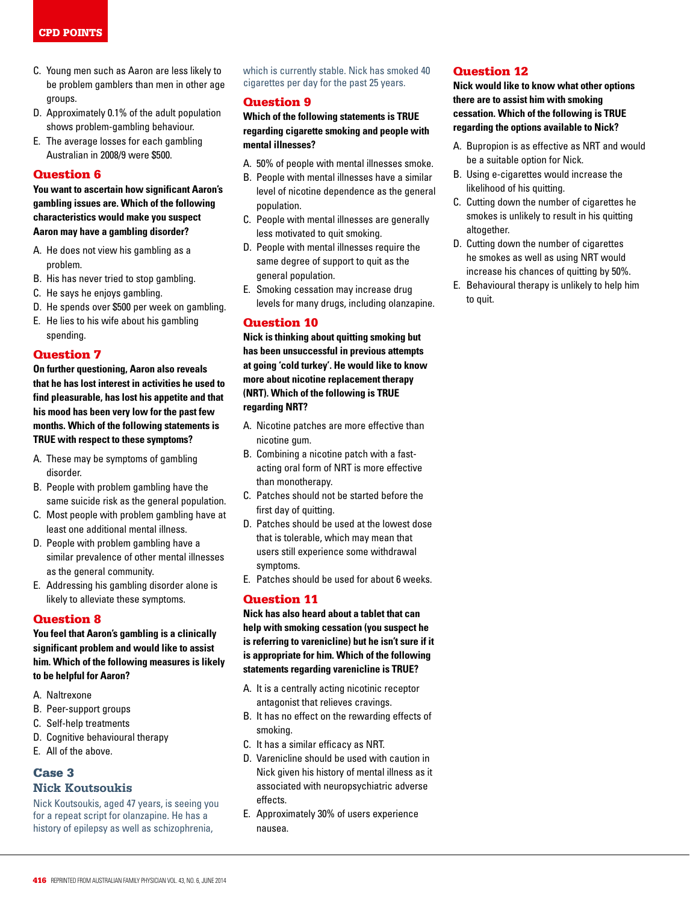C. Young men such as Aaron are less likely to be problem gamblers than men in other age groups.
D. Approximately 0.1% of the adult population shows problem-gambling behaviour.
E. The average losses for each gambling Australian in 2008/9 were $500.

## Question 6

**You want to ascertain how significant Aaron's gambling issues are. Which of the following characteristics would make you suspect Aaron may have a gambling disorder?**

A. He does not view his gambling as a problem.
B. His has never tried to stop gambling.
C. He says he enjoys gambling.
D. He spends over $500 per week on gambling.
E. He lies to his wife about his gambling spending.

## Question 7

**On further questioning, Aaron also reveals that he has lost interest in activities he used to find pleasurable, has lost his appetite and that his mood has been very low for the past few months. Which of the following statements is TRUE with respect to these symptoms?**

A. These may be symptoms of gambling disorder.
B. People with problem gambling have the same suicide risk as the general population.
C. Most people with problem gambling have at least one additional mental illness.
D. People with problem gambling have a similar prevalence of other mental illnesses as the general community.
E. Addressing his gambling disorder alone is likely to alleviate these symptoms.

## Question 8

**You feel that Aaron's gambling is a clinically significant problem and would like to assist him. Which of the following measures is likely to be helpful for Aaron?**

A. Naltrexone
B. Peer-support groups
C. Self-help treatments
D. Cognitive behavioural therapy
E. All of the above.

## Case 3

### Nick Koutsoukis

Nick Koutsoukis, aged 47 years, is seeing you for a repeat script for olanzapine. He has a history of epilepsy as well as schizophrenia, which is currently stable. Nick has smoked 40 cigarettes per day for the past 25 years.

## Question 9

**Which of the following statements is TRUE regarding cigarette smoking and people with mental illnesses?**

A. 50% of people with mental illnesses smoke.
B. People with mental illnesses have a similar level of nicotine dependence as the general population.
C. People with mental illnesses are generally less motivated to quit smoking.
D. People with mental illnesses require the same degree of support to quit as the general population.
E. Smoking cessation may increase drug levels for many drugs, including olanzapine.

## Question 10

**Nick is thinking about quitting smoking but has been unsuccessful in previous attempts at going 'cold turkey'. He would like to know more about nicotine replacement therapy (NRT). Which of the following is TRUE regarding NRT?**

A. Nicotine patches are more effective than nicotine gum.
B. Combining a nicotine patch with a fast-acting oral form of NRT is more effective than monotherapy.
C. Patches should not be started before the first day of quitting.
D. Patches should be used at the lowest dose that is tolerable, which may mean that users still experience some withdrawal symptoms.
E. Patches should be used for about 6 weeks.

## Question 11

**Nick has also heard about a tablet that can help with smoking cessation (you suspect he is referring to varenicline) but he isn't sure if it is appropriate for him. Which of the following statements regarding varenicline is TRUE?**

A. It is a centrally acting nicotinic receptor antagonist that relieves cravings.
B. It has no effect on the rewarding effects of smoking.
C. It has a similar efficacy as NRT.
D. Varenicline should be used with caution in Nick given his history of mental illness as it associated with neuropsychiatric adverse effects.
E. Approximately 30% of users experience nausea.

## Question 12

**Nick would like to know what other options there are to assist him with smoking cessation. Which of the following is TRUE regarding the options available to Nick?**

A. Bupropion is as effective as NRT and would be a suitable option for Nick.
B. Using e-cigarettes would increase the likelihood of his quitting.
C. Cutting down the number of cigarettes he smokes is unlikely to result in his quitting altogether.
D. Cutting down the number of cigarettes he smokes as well as using NRT would increase his chances of quitting by 50%.
E. Behavioural therapy is unlikely to help him to quit.